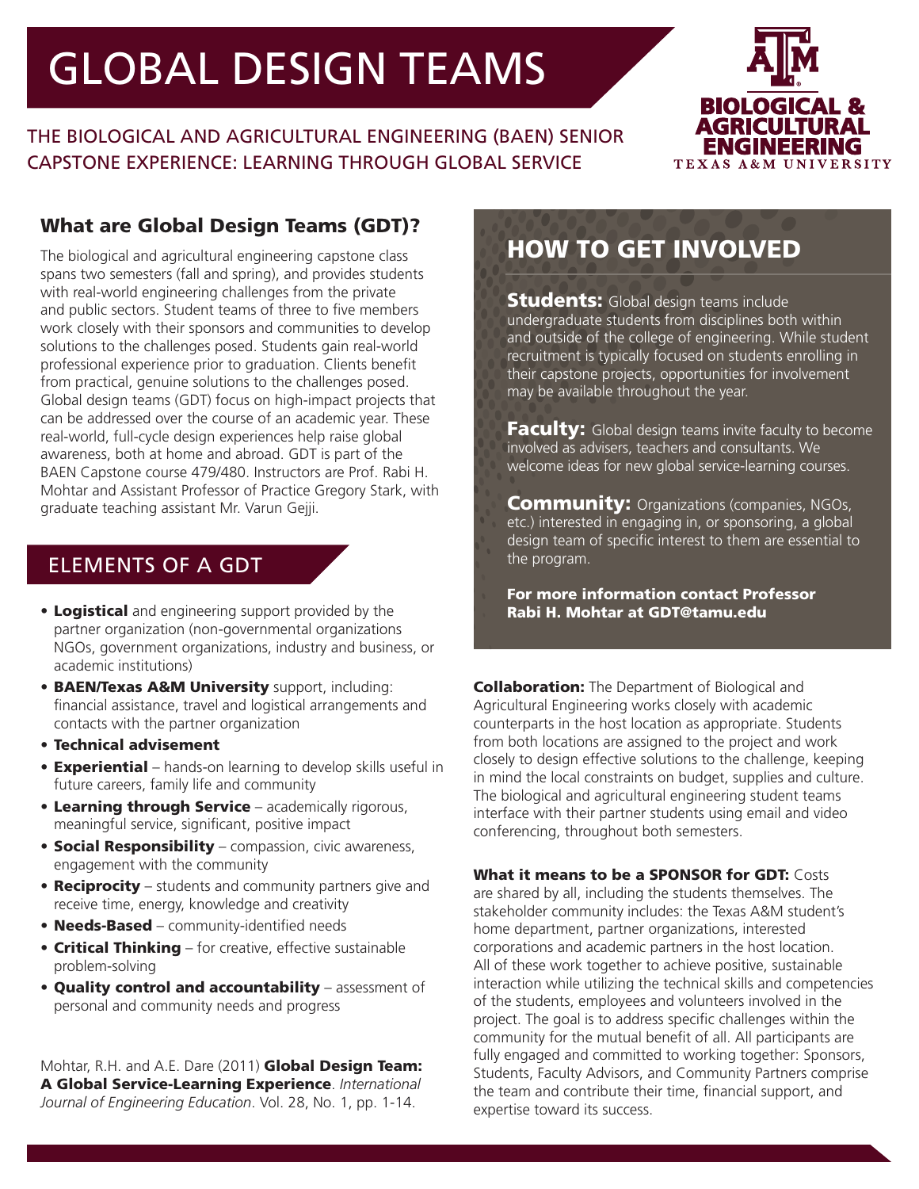# GLOBAL DESIGN TEAMS

THE BIOLOGICAL AND AGRICULTURAL ENGINEERING (BAEN) SENIOR CAPSTONE EXPERIENCE: LEARNING THROUGH GLOBAL SERVICE

BIOLOGICAL & AGRICULTURAL ENGINEERING
TEXAS A&M UNIVERSITY

## What are Global Design Teams (GDT)?

The biological and agricultural engineering capstone class spans two semesters (fall and spring), and provides students with real-world engineering challenges from the private and public sectors. Student teams of three to five members work closely with their sponsors and communities to develop solutions to the challenges posed. Students gain real-world professional experience prior to graduation. Clients benefit from practical, genuine solutions to the challenges posed. Global design teams (GDT) focus on high-impact projects that can be addressed over the course of an academic year. These real-world, full-cycle design experiences help raise global awareness, both at home and abroad. GDT is part of the BAEN Capstone course 479/480. Instructors are Prof. Rabi H. Mohtar and Assistant Professor of Practice Gregory Stark, with graduate teaching assistant Mr. Varun Gejji.

## ELEMENTS OF A GDT

- **Logistical** and engineering support provided by the partner organization (non-governmental organizations NGOs, government organizations, industry and business, or academic institutions)
- **BAEN/Texas A&M University** support, including: financial assistance, travel and logistical arrangements and contacts with the partner organization
- **Technical advisement**
- **Experiential** – hands-on learning to develop skills useful in future careers, family life and community
- **Learning through Service** – academically rigorous, meaningful service, significant, positive impact
- **Social Responsibility** – compassion, civic awareness, engagement with the community
- **Reciprocity** – students and community partners give and receive time, energy, knowledge and creativity
- **Needs-Based** – community-identified needs
- **Critical Thinking** – for creative, effective sustainable problem-solving
- **Quality control and accountability** – assessment of personal and community needs and progress

Mohtar, R.H. and A.E. Dare (2011) **Global Design Team: A Global Service-Learning Experience**. *International Journal of Engineering Education*. Vol. 28, No. 1, pp. 1-14.

## HOW TO GET INVOLVED

**Students:** Global design teams include undergraduate students from disciplines both within and outside of the college of engineering. While student recruitment is typically focused on students enrolling in their capstone projects, opportunities for involvement may be available throughout the year.

**Faculty:** Global design teams invite faculty to become involved as advisers, teachers and consultants. We welcome ideas for new global service-learning courses.

**Community:** Organizations (companies, NGOs, etc.) interested in engaging in, or sponsoring, a global design team of specific interest to them are essential to the program.

**For more information contact Professor Rabi H. Mohtar at GDT@tamu.edu**

**Collaboration:** The Department of Biological and Agricultural Engineering works closely with academic counterparts in the host location as appropriate. Students from both locations are assigned to the project and work closely to design effective solutions to the challenge, keeping in mind the local constraints on budget, supplies and culture. The biological and agricultural engineering student teams interface with their partner students using email and video conferencing, throughout both semesters.

**What it means to be a SPONSOR for GDT:** Costs are shared by all, including the students themselves. The stakeholder community includes: the Texas A&M student's home department, partner organizations, interested corporations and academic partners in the host location. All of these work together to achieve positive, sustainable interaction while utilizing the technical skills and competencies of the students, employees and volunteers involved in the project. The goal is to address specific challenges within the community for the mutual benefit of all. All participants are fully engaged and committed to working together: Sponsors, Students, Faculty Advisors, and Community Partners comprise the team and contribute their time, financial support, and expertise toward its success.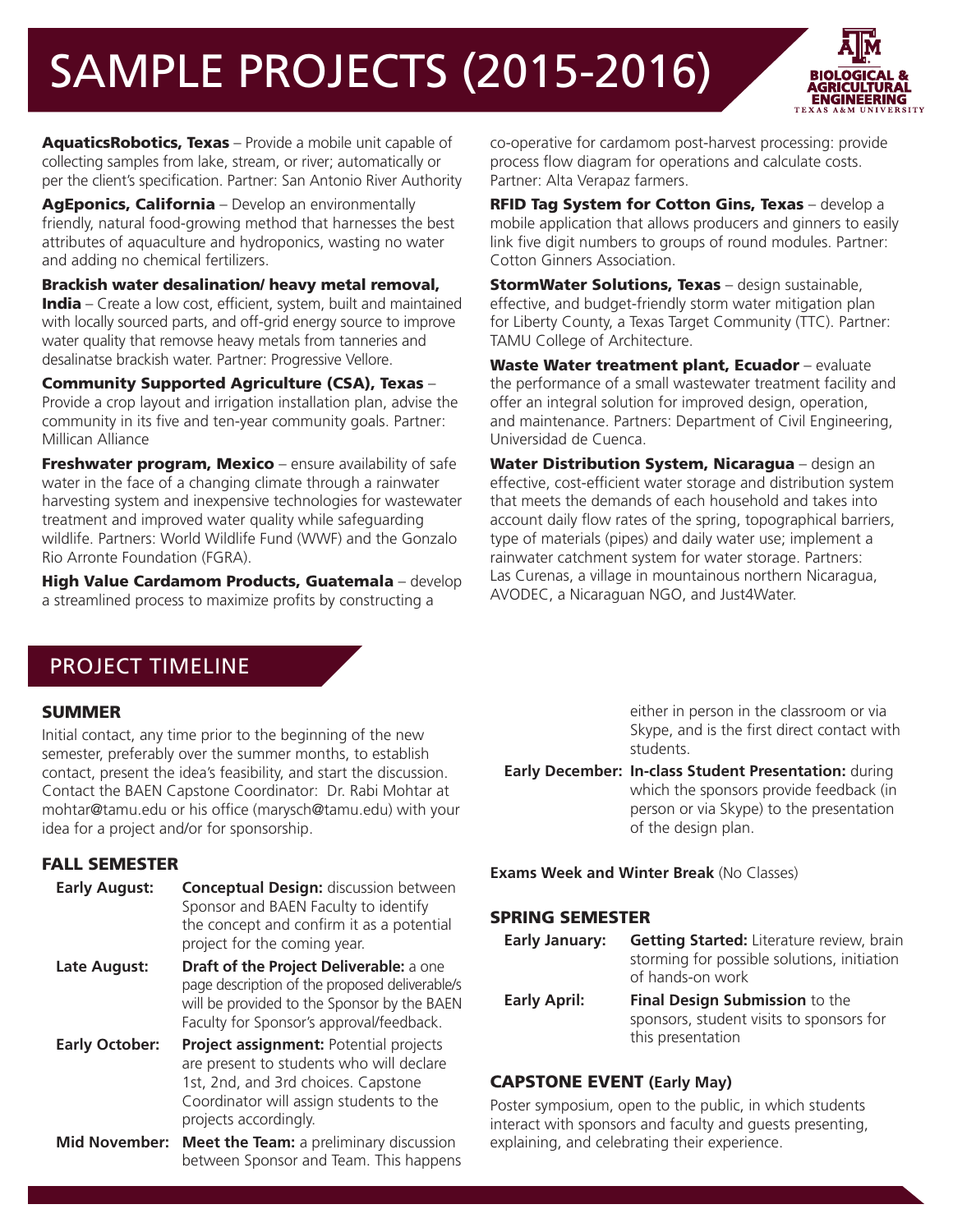# SAMPLE PROJECTS (2015-2016)

**AquaticsRobotics, Texas** – Provide a mobile unit capable of collecting samples from lake, stream, or river; automatically or per the client's specification. Partner: San Antonio River Authority

**AgEponics, California** – Develop an environmentally friendly, natural food-growing method that harnesses the best attributes of aquaculture and hydroponics, wasting no water and adding no chemical fertilizers.

**Brackish water desalination/ heavy metal removal, India** – Create a low cost, efficient, system, built and maintained with locally sourced parts, and off-grid energy source to improve water quality that removse heavy metals from tanneries and desalinatse brackish water. Partner: Progressive Vellore.

**Community Supported Agriculture (CSA), Texas** – Provide a crop layout and irrigation installation plan, advise the community in its five and ten-year community goals. Partner: Millican Alliance

**Freshwater program, Mexico** – ensure availability of safe water in the face of a changing climate through a rainwater harvesting system and inexpensive technologies for wastewater treatment and improved water quality while safeguarding wildlife. Partners: World Wildlife Fund (WWF) and the Gonzalo Rio Arronte Foundation (FGRA).

**High Value Cardamom Products, Guatemala** – develop a streamlined process to maximize profits by constructing a co-operative for cardamom post-harvest processing: provide process flow diagram for operations and calculate costs. Partner: Alta Verapaz farmers.

**RFID Tag System for Cotton Gins, Texas** – develop a mobile application that allows producers and ginners to easily link five digit numbers to groups of round modules. Partner: Cotton Ginners Association.

**StormWater Solutions, Texas** – design sustainable, effective, and budget-friendly storm water mitigation plan for Liberty County, a Texas Target Community (TTC). Partner: TAMU College of Architecture.

**Waste Water treatment plant, Ecuador** – evaluate the performance of a small wastewater treatment facility and offer an integral solution for improved design, operation, and maintenance. Partners: Department of Civil Engineering, Universidad de Cuenca.

**Water Distribution System, Nicaragua** – design an effective, cost-efficient water storage and distribution system that meets the demands of each household and takes into account daily flow rates of the spring, topographical barriers, type of materials (pipes) and daily water use; implement a rainwater catchment system for water storage. Partners: Las Curenas, a village in mountainous northern Nicaragua, AVODEC, a Nicaraguan NGO, and Just4Water.

## PROJECT TIMELINE

### SUMMER

Initial contact, any time prior to the beginning of the new semester, preferably over the summer months, to establish contact, present the idea's feasibility, and start the discussion. Contact the BAEN Capstone Coordinator: Dr. Rabi Mohtar at mohtar@tamu.edu or his office (marysch@tamu.edu) with your idea for a project and/or for sponsorship.

### FALL SEMESTER

**Early August:** **Conceptual Design:** discussion between Sponsor and BAEN Faculty to identify the concept and confirm it as a potential project for the coming year.

**Late August:** **Draft of the Project Deliverable:** a one page description of the proposed deliverable/s will be provided to the Sponsor by the BAEN Faculty for Sponsor's approval/feedback.

**Early October:** **Project assignment:** Potential projects are present to students who will declare 1st, 2nd, and 3rd choices. Capstone Coordinator will assign students to the projects accordingly.

**Mid November:** **Meet the Team:** a preliminary discussion between Sponsor and Team. This happens either in person in the classroom or via Skype, and is the first direct contact with students.

**Early December:** **In-class Student Presentation:** during which the sponsors provide feedback (in person or via Skype) to the presentation of the design plan.

**Exams Week and Winter Break** (No Classes)

### SPRING SEMESTER

**Early January:** **Getting Started:** Literature review, brain storming for possible solutions, initiation of hands-on work

**Early April:** **Final Design Submission** to the sponsors, student visits to sponsors for this presentation

### CAPSTONE EVENT (Early May)

Poster symposium, open to the public, in which students interact with sponsors and faculty and guests presenting, explaining, and celebrating their experience.